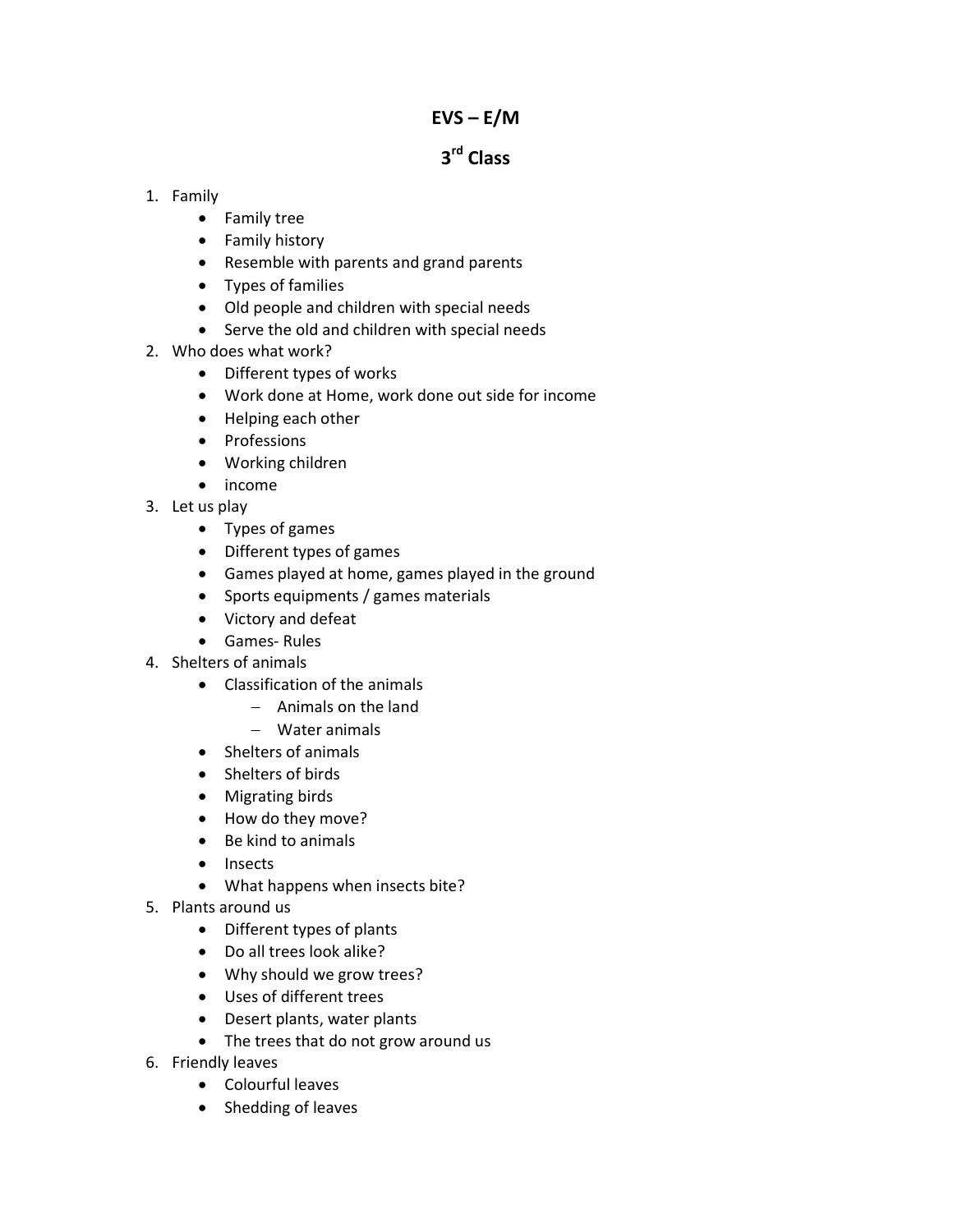# EVS – E/M

## 3rd Class

1. Family
    - Family tree
    - Family history
    - Resemble with parents and grand parents
    - Types of families
    - Old people and children with special needs
    - Serve the old and children with special needs
2. Who does what work?
    - Different types of works
    - Work done at Home, work done out side for income
    - Helping each other
    - Professions
    - Working children
    - income
3. Let us play
    - Types of games
    - Different types of games
    - Games played at home, games played in the ground
    - Sports equipments / games materials
    - Victory and defeat
    - Games- Rules
4. Shelters of animals
    - Classification of the animals
        - Animals on the land
        - Water animals
    - Shelters of animals
    - Shelters of birds
    - Migrating birds
    - How do they move?
    - Be kind to animals
    - Insects
    - What happens when insects bite?
5. Plants around us
    - Different types of plants
    - Do all trees look alike?
    - Why should we grow trees?
    - Uses of different trees
    - Desert plants, water plants
    - The trees that do not grow around us
6. Friendly leaves
    - Colourful leaves
    - Shedding of leaves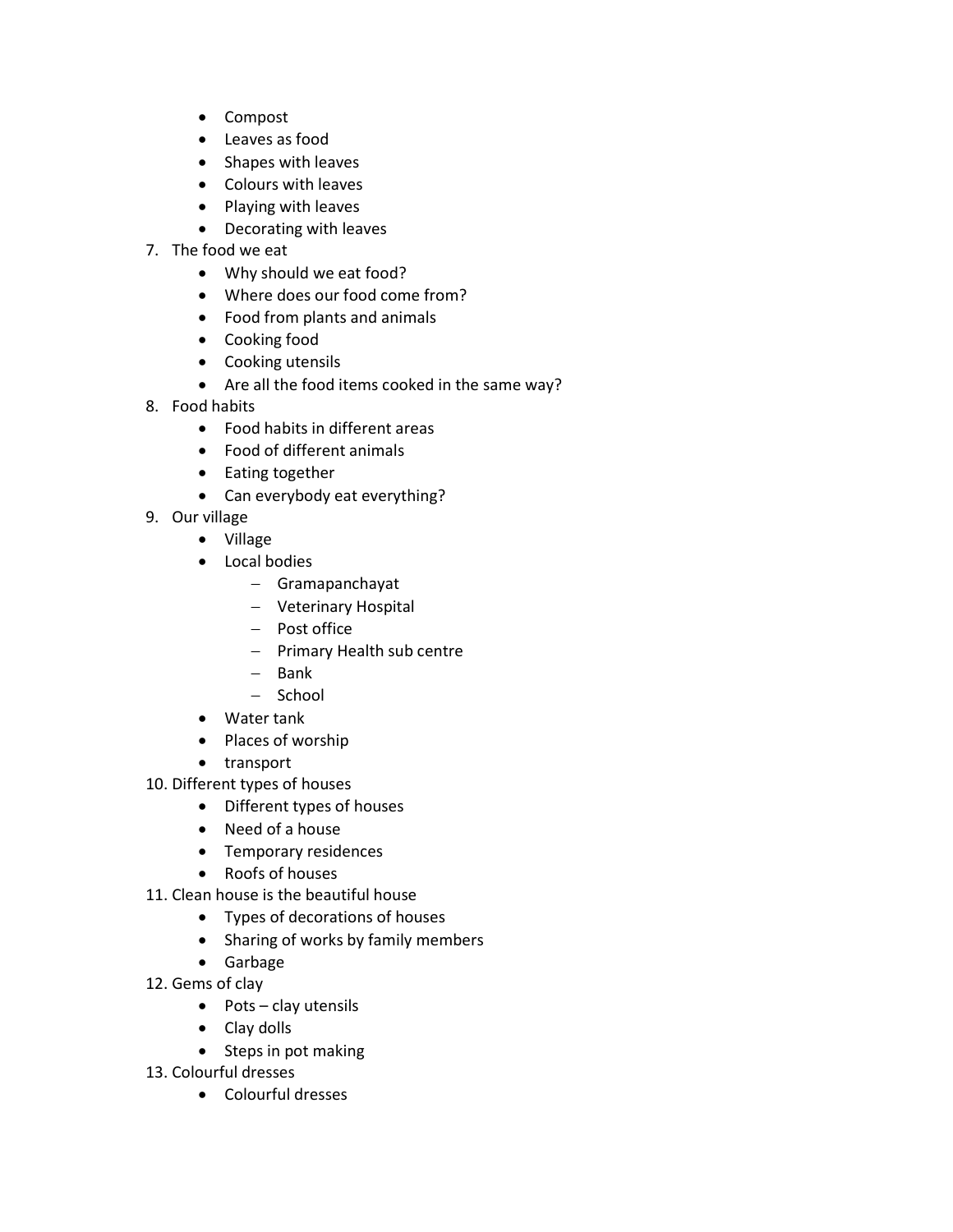- Compost
- Leaves as food
- Shapes with leaves
- Colours with leaves
- Playing with leaves
- Decorating with leaves

7. The food we eat
    - Why should we eat food?
    - Where does our food come from?
    - Food from plants and animals
    - Cooking food
    - Cooking utensils
    - Are all the food items cooked in the same way?
8. Food habits
    - Food habits in different areas
    - Food of different animals
    - Eating together
    - Can everybody eat everything?
9. Our village
    - Village
    - Local bodies
        - Gramapanchayat
        - Veterinary Hospital
        - Post office
        - Primary Health sub centre
        - Bank
        - School
    - Water tank
    - Places of worship
    - transport
10. Different types of houses
    - Different types of houses
    - Need of a house
    - Temporary residences
    - Roofs of houses
11. Clean house is the beautiful house
    - Types of decorations of houses
    - Sharing of works by family members
    - Garbage
12. Gems of clay
    - Pots – clay utensils
    - Clay dolls
    - Steps in pot making
13. Colourful dresses
    - Colourful dresses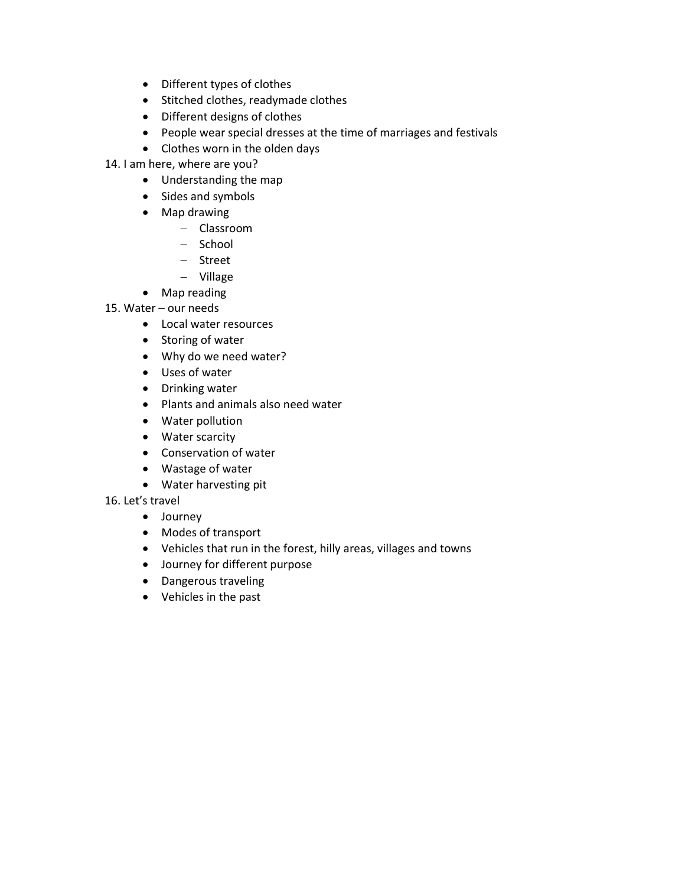- Different types of clothes
- Stitched clothes, readymade clothes
- Different designs of clothes
- People wear special dresses at the time of marriages and festivals
- Clothes worn in the olden days

14. I am here, where are you?
    - Understanding the map
    - Sides and symbols
    - Map drawing
        - Classroom
        - School
        - Street
        - Village
    - Map reading
15. Water – our needs
    - Local water resources
    - Storing of water
    - Why do we need water?
    - Uses of water
    - Drinking water
    - Plants and animals also need water
    - Water pollution
    - Water scarcity
    - Conservation of water
    - Wastage of water
    - Water harvesting pit
16. Let's travel
    - Journey
    - Modes of transport
    - Vehicles that run in the forest, hilly areas, villages and towns
    - Journey for different purpose
    - Dangerous traveling
    - Vehicles in the past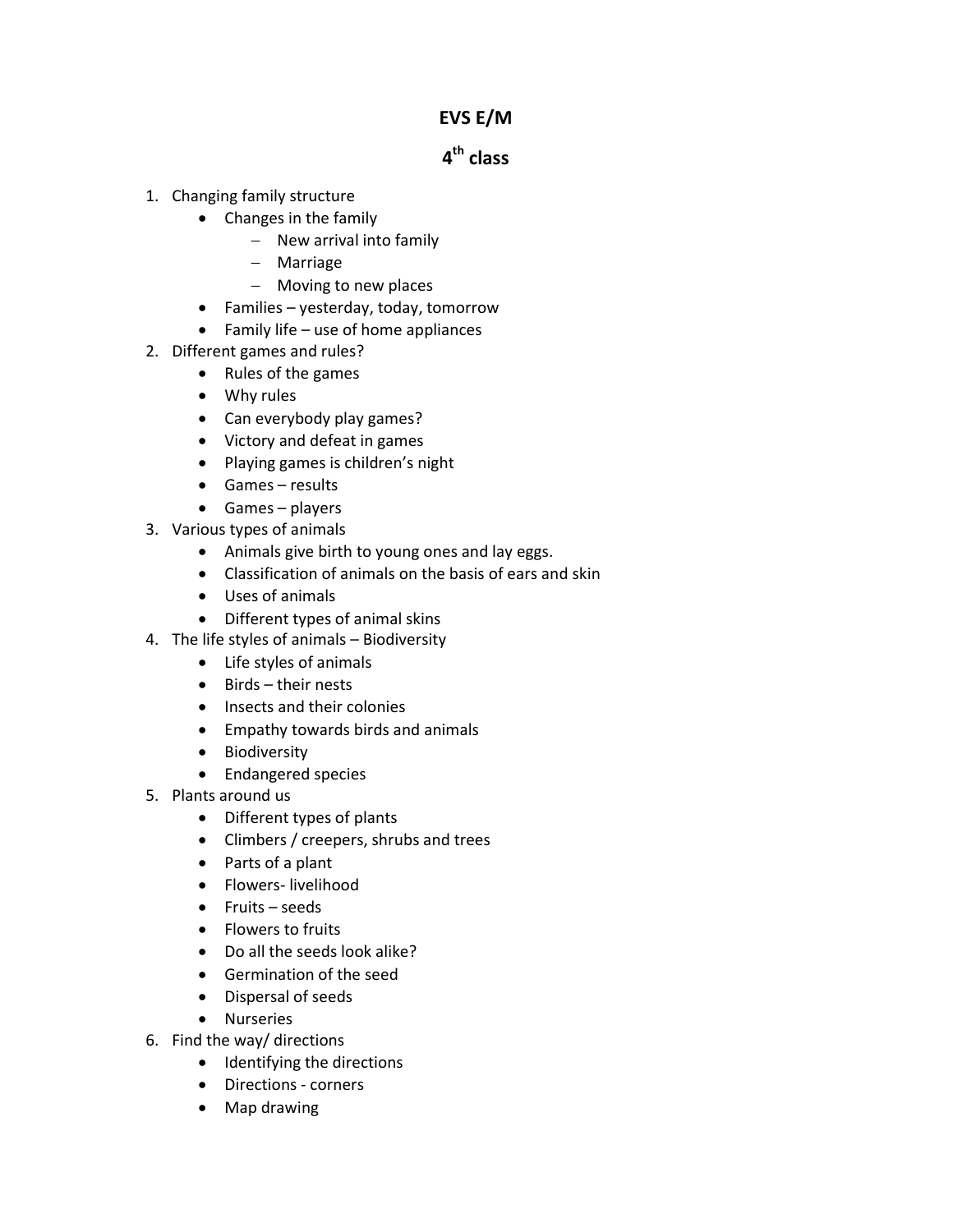# EVS E/M

## 4th class

1. Changing family structure
    - Changes in the family
        - New arrival into family
        - Marriage
        - Moving to new places
    - Families – yesterday, today, tomorrow
    - Family life – use of home appliances
2. Different games and rules?
    - Rules of the games
    - Why rules
    - Can everybody play games?
    - Victory and defeat in games
    - Playing games is children's night
    - Games – results
    - Games – players
3. Various types of animals
    - Animals give birth to young ones and lay eggs.
    - Classification of animals on the basis of ears and skin
    - Uses of animals
    - Different types of animal skins
4. The life styles of animals – Biodiversity
    - Life styles of animals
    - Birds – their nests
    - Insects and their colonies
    - Empathy towards birds and animals
    - Biodiversity
    - Endangered species
5. Plants around us
    - Different types of plants
    - Climbers / creepers, shrubs and trees
    - Parts of a plant
    - Flowers- livelihood
    - Fruits – seeds
    - Flowers to fruits
    - Do all the seeds look alike?
    - Germination of the seed
    - Dispersal of seeds
    - Nurseries
6. Find the way/ directions
    - Identifying the directions
    - Directions - corners
    - Map drawing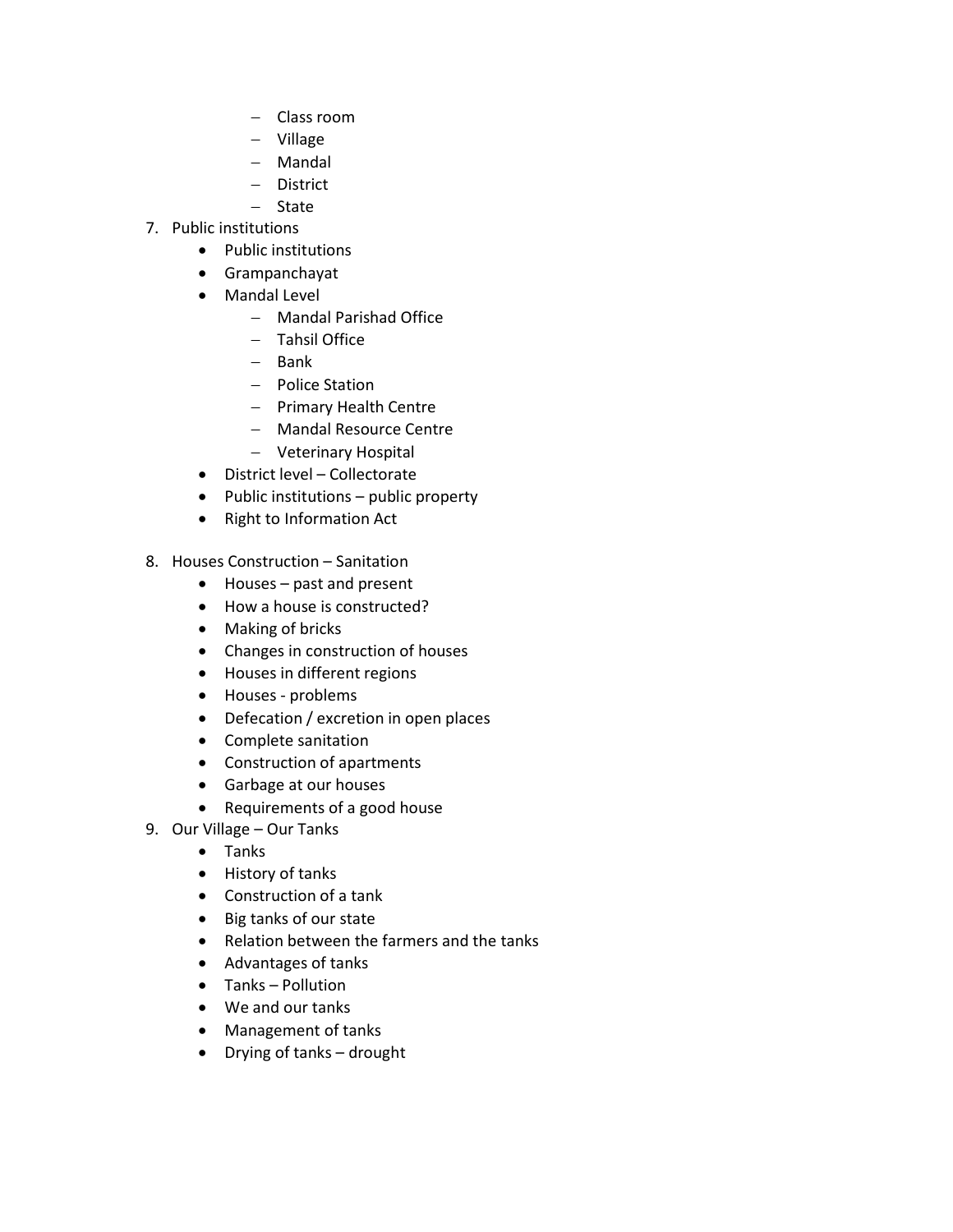- Class room
    - Village
    - Mandal
    - District
    - State

7. Public institutions
    - Public institutions
    - Grampanchayat
    - Mandal Level
        - Mandal Parishad Office
        - Tahsil Office
        - Bank
        - Police Station
        - Primary Health Centre
        - Mandal Resource Centre
        - Veterinary Hospital
    - District level – Collectorate
    - Public institutions – public property
    - Right to Information Act

8. Houses Construction – Sanitation
    - Houses – past and present
    - How a house is constructed?
    - Making of bricks
    - Changes in construction of houses
    - Houses in different regions
    - Houses - problems
    - Defecation / excretion in open places
    - Complete sanitation
    - Construction of apartments
    - Garbage at our houses
    - Requirements of a good house

9. Our Village – Our Tanks
    - Tanks
    - History of tanks
    - Construction of a tank
    - Big tanks of our state
    - Relation between the farmers and the tanks
    - Advantages of tanks
    - Tanks – Pollution
    - We and our tanks
    - Management of tanks
    - Drying of tanks – drought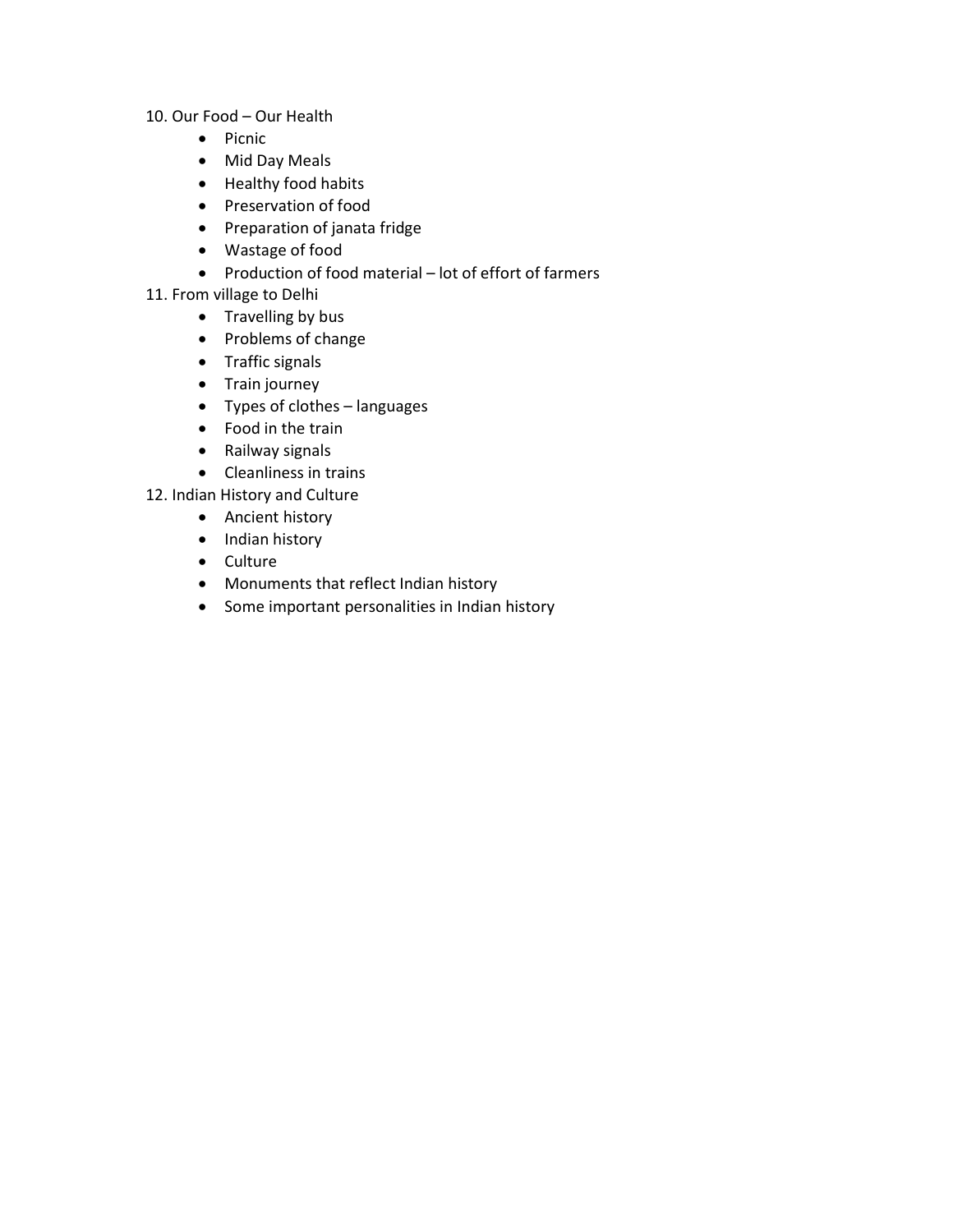10. Our Food – Our Health
    - Picnic
    - Mid Day Meals
    - Healthy food habits
    - Preservation of food
    - Preparation of janata fridge
    - Wastage of food
    - Production of food material – lot of effort of farmers
11. From village to Delhi
    - Travelling by bus
    - Problems of change
    - Traffic signals
    - Train journey
    - Types of clothes – languages
    - Food in the train
    - Railway signals
    - Cleanliness in trains
12. Indian History and Culture
    - Ancient history
    - Indian history
    - Culture
    - Monuments that reflect Indian history
    - Some important personalities in Indian history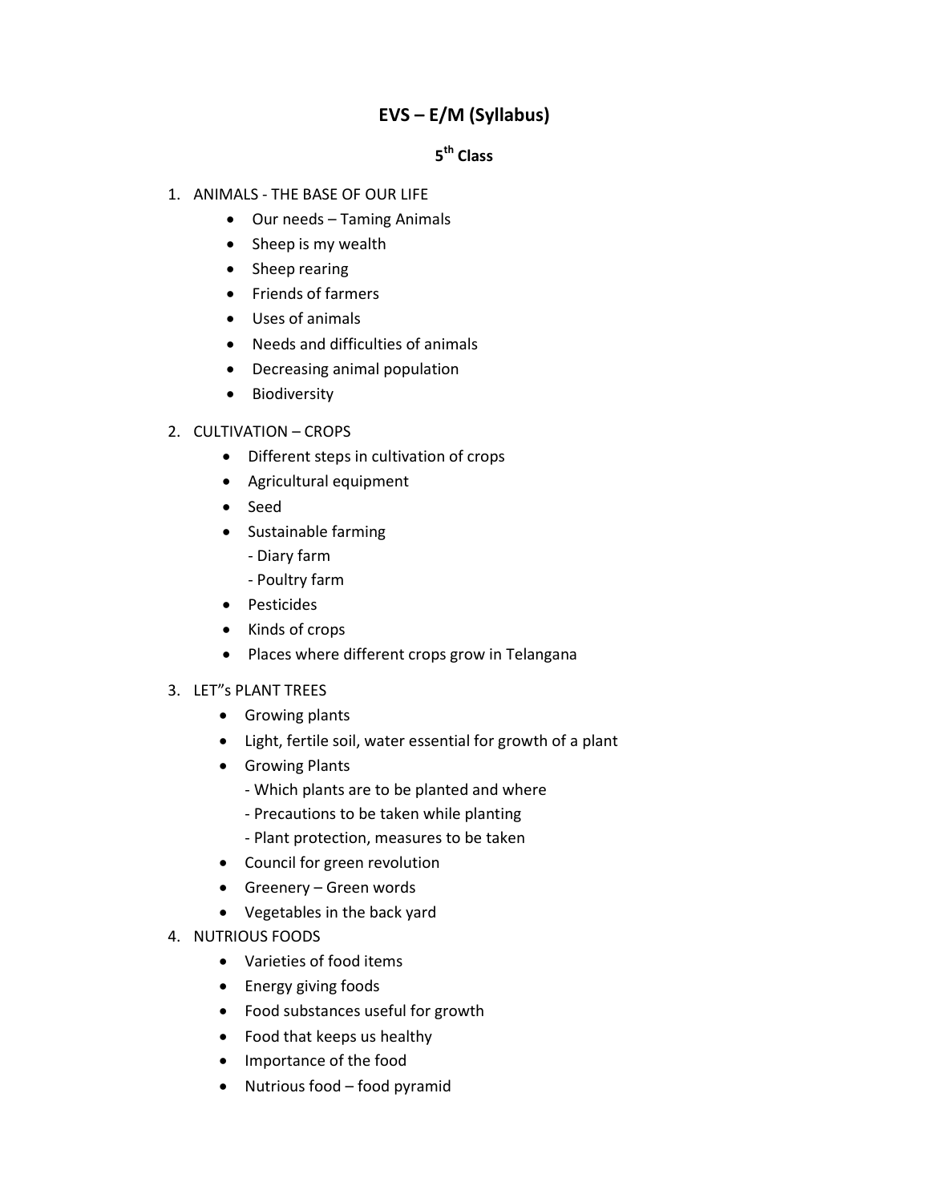# EVS – E/M (Syllabus)

## 5th Class

1. ANIMALS - THE BASE OF OUR LIFE
   - Our needs – Taming Animals
   - Sheep is my wealth
   - Sheep rearing
   - Friends of farmers
   - Uses of animals
   - Needs and difficulties of animals
   - Decreasing animal population
   - Biodiversity

2. CULTIVATION – CROPS
   - Different steps in cultivation of crops
   - Agricultural equipment
   - Seed
   - Sustainable farming
     - Diary farm
     - Poultry farm
   - Pesticides
   - Kinds of crops
   - Places where different crops grow in Telangana

3. LET"s PLANT TREES
   - Growing plants
   - Light, fertile soil, water essential for growth of a plant
   - Growing Plants
     - Which plants are to be planted and where
     - Precautions to be taken while planting
     - Plant protection, measures to be taken
   - Council for green revolution
   - Greenery – Green words
   - Vegetables in the back yard

4. NUTRIOUS FOODS
   - Varieties of food items
   - Energy giving foods
   - Food substances useful for growth
   - Food that keeps us healthy
   - Importance of the food
   - Nutrious food – food pyramid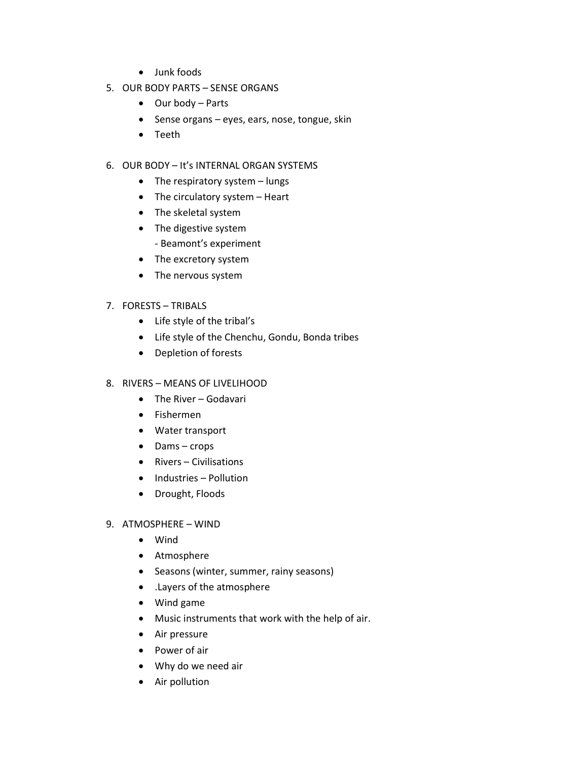- Junk foods

5. OUR BODY PARTS – SENSE ORGANS
    - Our body – Parts
    - Sense organs – eyes, ears, nose, tongue, skin
    - Teeth

6. OUR BODY – It's INTERNAL ORGAN SYSTEMS
    - The respiratory system – lungs
    - The circulatory system – Heart
    - The skeletal system
    - The digestive system
      - Beamont's experiment
    - The excretory system
    - The nervous system

7. FORESTS – TRIBALS
    - Life style of the tribal's
    - Life style of the Chenchu, Gondu, Bonda tribes
    - Depletion of forests

8. RIVERS – MEANS OF LIVELIHOOD
    - The River – Godavari
    - Fishermen
    - Water transport
    - Dams – crops
    - Rivers – Civilisations
    - Industries – Pollution
    - Drought, Floods

9. ATMOSPHERE – WIND
    - Wind
    - Atmosphere
    - Seasons (winter, summer, rainy seasons)
    - .Layers of the atmosphere
    - Wind game
    - Music instruments that work with the help of air.
    - Air pressure
    - Power of air
    - Why do we need air
    - Air pollution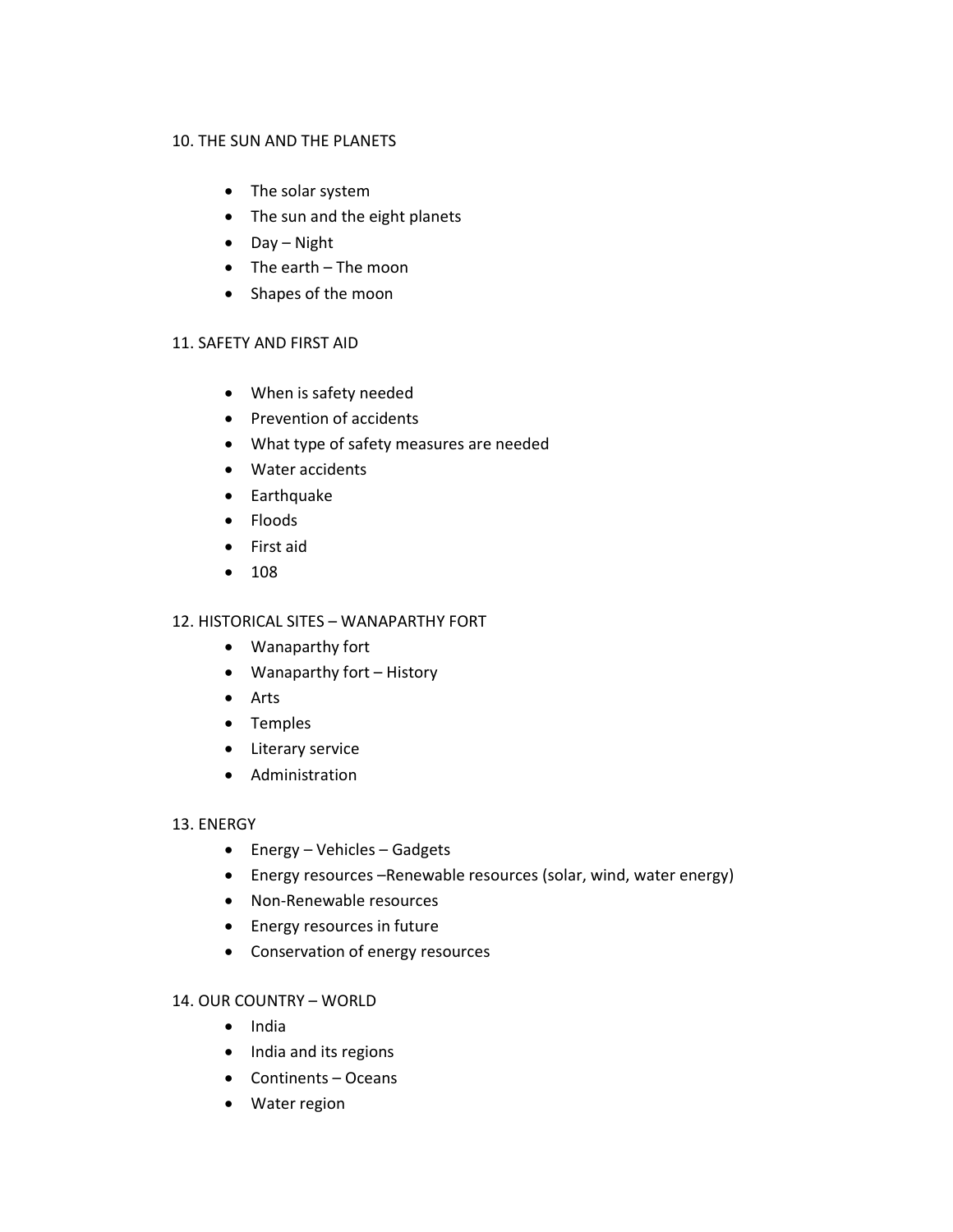10. THE SUN AND THE PLANETS

- The solar system
- The sun and the eight planets
- Day – Night
- The earth – The moon
- Shapes of the moon

11. SAFETY AND FIRST AID

- When is safety needed
- Prevention of accidents
- What type of safety measures are needed
- Water accidents
- Earthquake
- Floods
- First aid
- 108

12. HISTORICAL SITES – WANAPARTHY FORT

- Wanaparthy fort
- Wanaparthy fort – History
- Arts
- Temples
- Literary service
- Administration

13. ENERGY

- Energy – Vehicles – Gadgets
- Energy resources –Renewable resources (solar, wind, water energy)
- Non-Renewable resources
- Energy resources in future
- Conservation of energy resources

14. OUR COUNTRY – WORLD

- India
- India and its regions
- Continents – Oceans
- Water region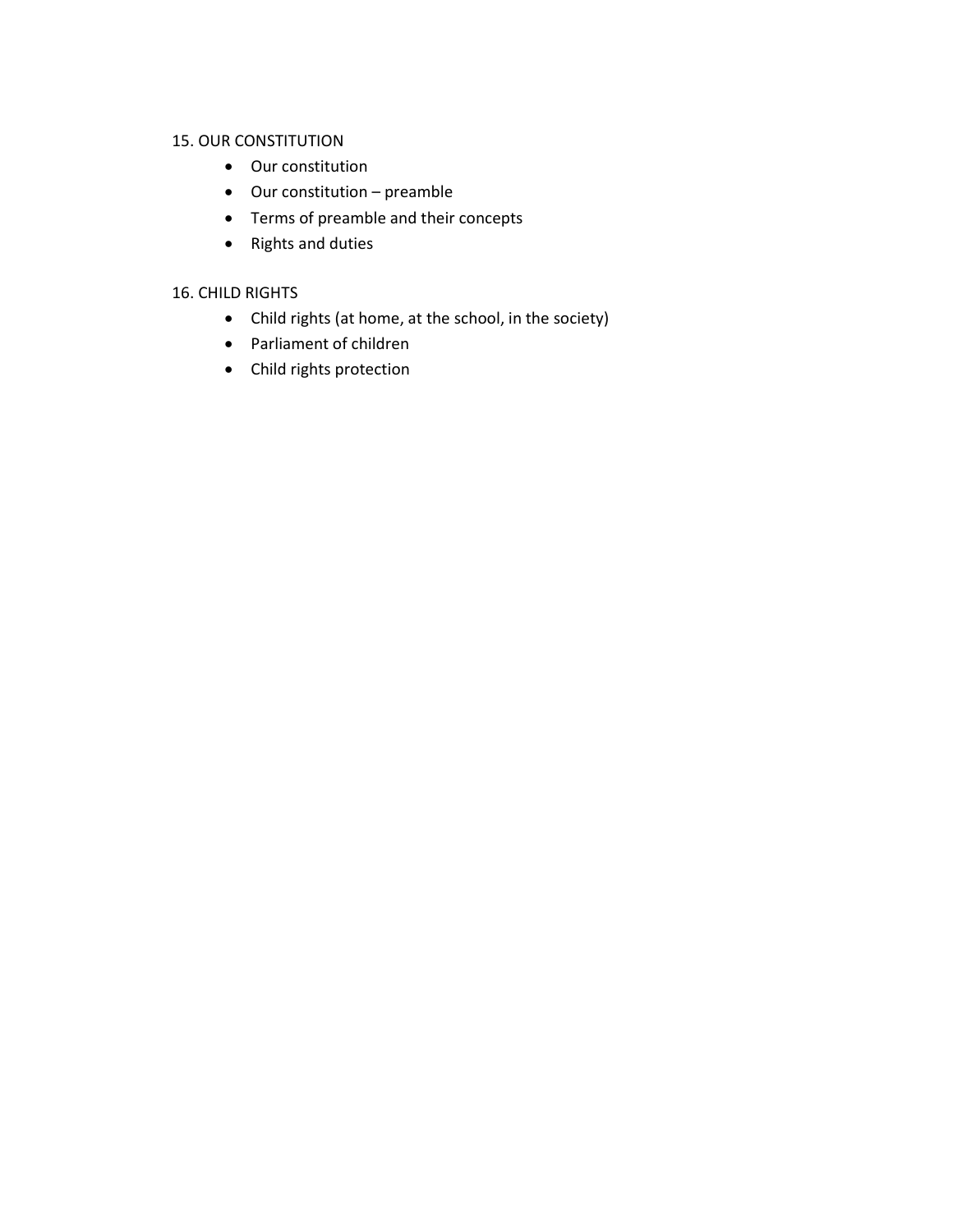15. OUR CONSTITUTION

- Our constitution
- Our constitution – preamble
- Terms of preamble and their concepts
- Rights and duties

16. CHILD RIGHTS

- Child rights (at home, at the school, in the society)
- Parliament of children
- Child rights protection